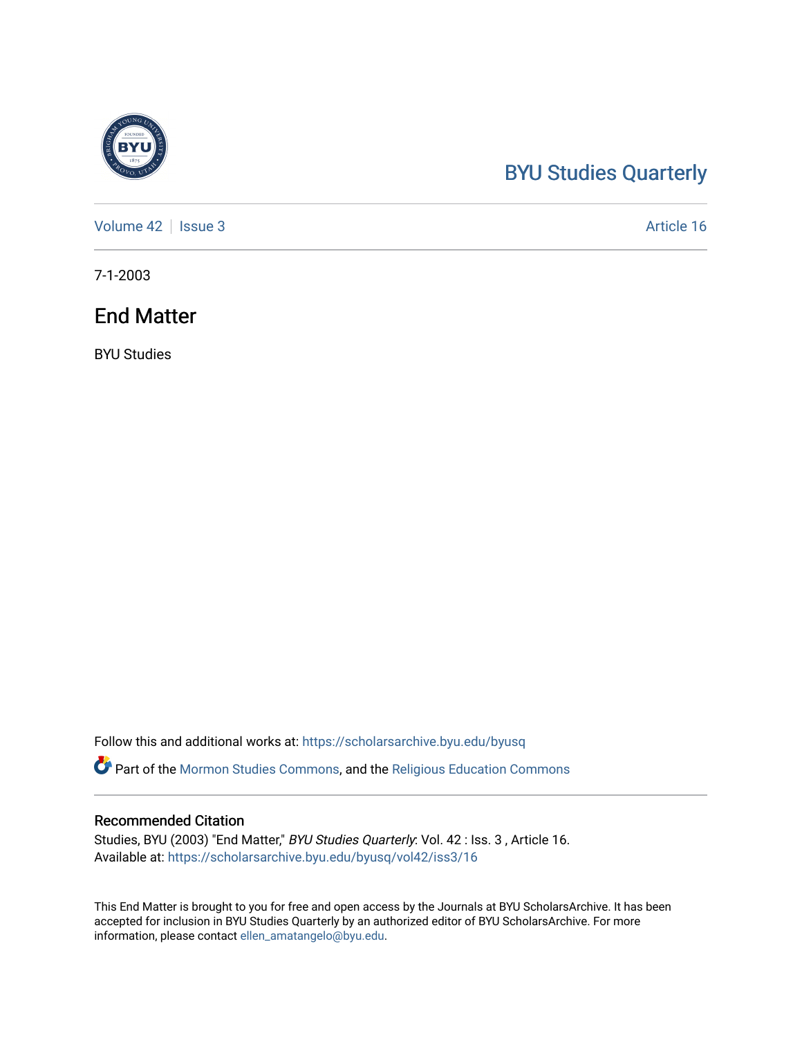# BYU Studies Quarterly

Volume 42 | Issue 3 | Article 16

7-1-2003

## End Matter

BYU Studies

Follow this and additional works at: https://scholarsarchive.byu.edu/byusq

Part of the Mormon Studies Commons, and the Religious Education Commons

### Recommended Citation

Studies, BYU (2003) "End Matter," *BYU Studies Quarterly*: Vol. 42 : Iss. 3 , Article 16.
Available at: https://scholarsarchive.byu.edu/byusq/vol42/iss3/16

This End Matter is brought to you for free and open access by the Journals at BYU ScholarsArchive. It has been accepted for inclusion in BYU Studies Quarterly by an authorized editor of BYU ScholarsArchive. For more information, please contact ellen_amatangelo@byu.edu.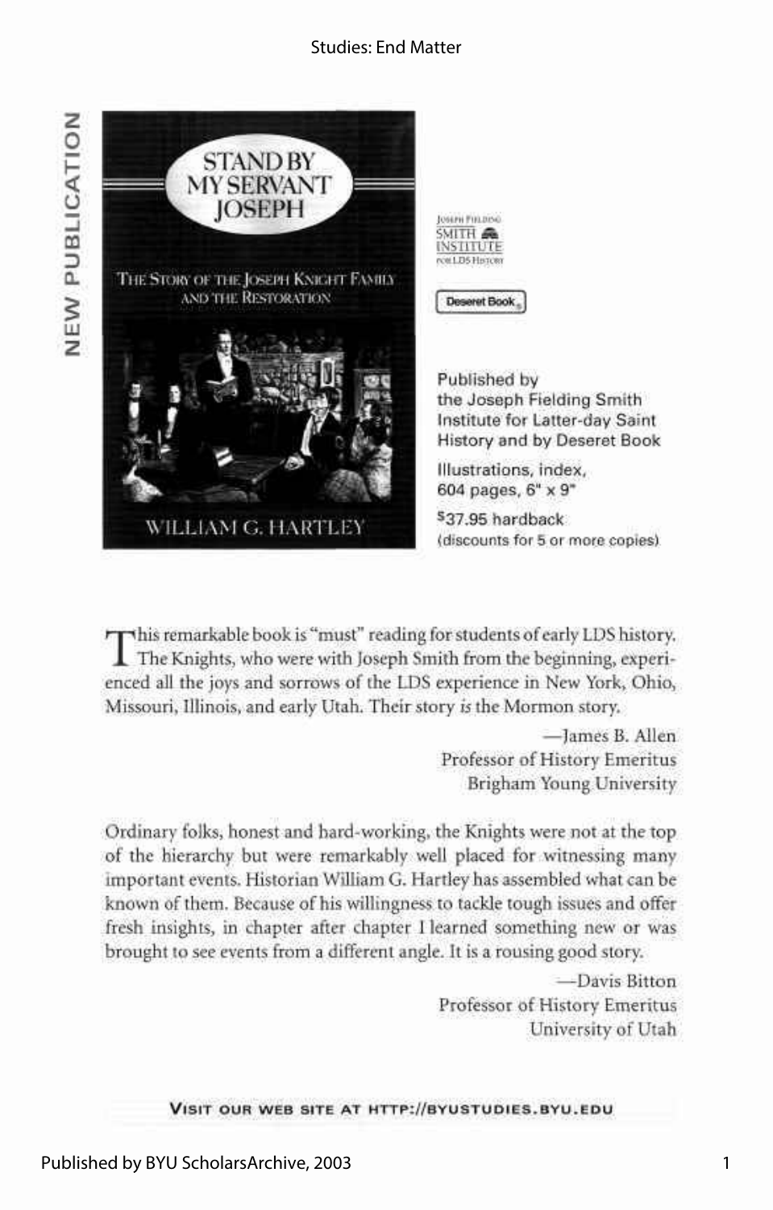NEW PUBLICATION

# STAND BY MY SERVANT JOSEPH

THE STORY OF THE JOSEPH KNIGHT FAMILY AND THE RESTORATION

WILLIAM G. HARTLEY

Joseph Fielding Smith Institute for LDS History

Deseret Book

Published by the Joseph Fielding Smith Institute for Latter-day Saint History and by Deseret Book

Illustrations, index, 604 pages, 6" x 9"

$37.95 hardback (discounts for 5 or more copies)

This remarkable book is "must" reading for students of early LDS history. The Knights, who were with Joseph Smith from the beginning, experienced all the joys and sorrows of the LDS experience in New York, Ohio, Missouri, Illinois, and early Utah. Their story *is* the Mormon story.

—James B. Allen
Professor of History Emeritus
Brigham Young University

Ordinary folks, honest and hard-working, the Knights were not at the top of the hierarchy but were remarkably well placed for witnessing many important events. Historian William G. Hartley has assembled what can be known of them. Because of his willingness to tackle tough issues and offer fresh insights, in chapter after chapter I learned something new or was brought to see events from a different angle. It is a rousing good story.

—Davis Bitton
Professor of History Emeritus
University of Utah

VISIT OUR WEB SITE AT HTTP://BYUSTUDIES.BYU.EDU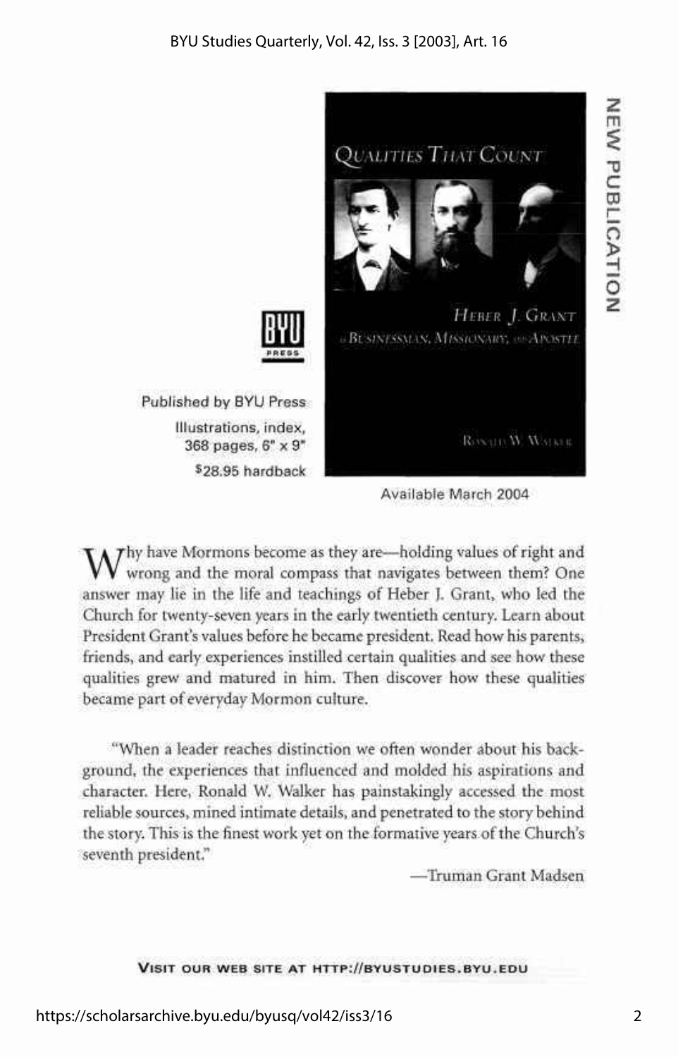NEW PUBLICATION

# Qualities That Count

## Heber J. Grant as Businessman, Missionary, and Apostle

Ronald W. Walker

Published by BYU Press

Illustrations, index, 368 pages, 6" x 9"

$28.95 hardback

Available March 2004

Why have Mormons become as they are—holding values of right and wrong and the moral compass that navigates between them? One answer may lie in the life and teachings of Heber J. Grant, who led the Church for twenty-seven years in the early twentieth century. Learn about President Grant's values before he became president. Read how his parents, friends, and early experiences instilled certain qualities and see how these qualities grew and matured in him. Then discover how these qualities became part of everyday Mormon culture.

"When a leader reaches distinction we often wonder about his background, the experiences that influenced and molded his aspirations and character. Here, Ronald W. Walker has painstakingly accessed the most reliable sources, mined intimate details, and penetrated to the story behind the story. This is the finest work yet on the formative years of the Church's seventh president."

—Truman Grant Madsen

**Visit our web site at http://byustudies.byu.edu**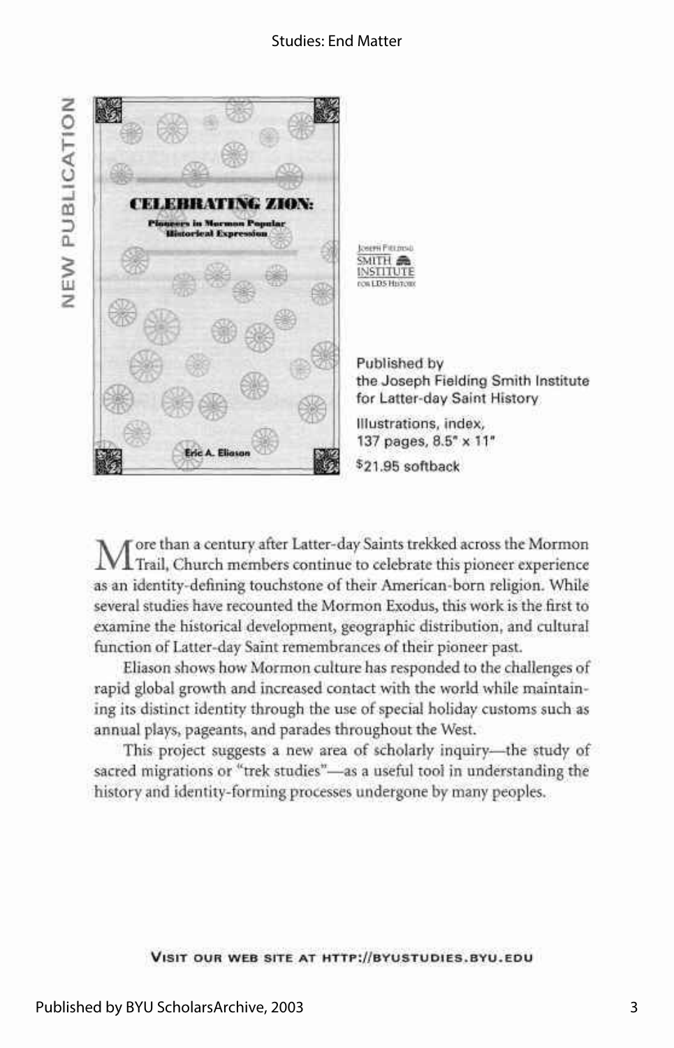NEW PUBLICATION

**CELEBRATING ZION:**
**Pioneers in Mormon Popular Historical Expression**

Eric A. Eliason

Joseph Fielding Smith Institute for LDS History

Published by the Joseph Fielding Smith Institute for Latter-day Saint History

Illustrations, index, 137 pages, 8.5" x 11"

$21.95 softback

More than a century after Latter-day Saints trekked across the Mormon Trail, Church members continue to celebrate this pioneer experience as an identity-defining touchstone of their American-born religion. While several studies have recounted the Mormon Exodus, this work is the first to examine the historical development, geographic distribution, and cultural function of Latter-day Saint remembrances of their pioneer past.

Eliason shows how Mormon culture has responded to the challenges of rapid global growth and increased contact with the world while maintaining its distinct identity through the use of special holiday customs such as annual plays, pageants, and parades throughout the West.

This project suggests a new area of scholarly inquiry—the study of sacred migrations or "trek studies"—as a useful tool in understanding the history and identity-forming processes undergone by many peoples.

VISIT OUR WEB SITE AT HTTP://BYUSTUDIES.BYU.EDU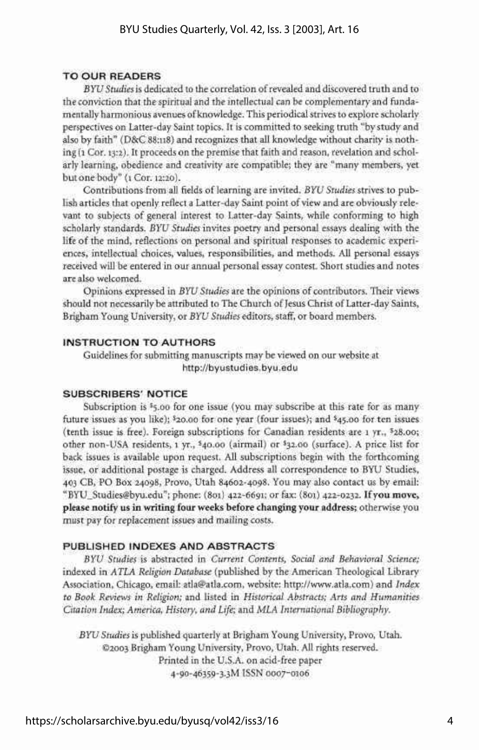## TO OUR READERS

*BYU Studies* is dedicated to the correlation of revealed and discovered truth and to the conviction that the spiritual and the intellectual can be complementary and fundamentally harmonious avenues of knowledge. This periodical strives to explore scholarly perspectives on Latter-day Saint topics. It is committed to seeking truth "by study and also by faith" (D&C 88:118) and recognizes that all knowledge without charity is nothing (1 Cor. 13:2). It proceeds on the premise that faith and reason, revelation and scholarly learning, obedience and creativity are compatible; they are "many members, yet but one body" (1 Cor. 12:20).

Contributions from all fields of learning are invited. *BYU Studies* strives to publish articles that openly reflect a Latter-day Saint point of view and are obviously relevant to subjects of general interest to Latter-day Saints, while conforming to high scholarly standards. *BYU Studies* invites poetry and personal essays dealing with the life of the mind, reflections on personal and spiritual responses to academic experiences, intellectual choices, values, responsibilities, and methods. All personal essays received will be entered in our annual personal essay contest. Short studies and notes are also welcomed.

Opinions expressed in *BYU Studies* are the opinions of contributors. Their views should not necessarily be attributed to The Church of Jesus Christ of Latter-day Saints, Brigham Young University, or *BYU Studies* editors, staff, or board members.

## INSTRUCTION TO AUTHORS

Guidelines for submitting manuscripts may be viewed on our website at http://byustudies.byu.edu

## SUBSCRIBERS' NOTICE

Subscription is $5.00 for one issue (you may subscribe at this rate for as many future issues as you like); $20.00 for one year (four issues); and $45.00 for ten issues (tenth issue is free). Foreign subscriptions for Canadian residents are 1 yr., $28.00; other non-USA residents, 1 yr., $40.00 (airmail) or $32.00 (surface). A price list for back issues is available upon request. All subscriptions begin with the forthcoming issue, or additional postage is charged. Address all correspondence to BYU Studies, 403 CB, PO Box 24098, Provo, Utah 84602-4098. You may also contact us by email: "BYU_Studies@byu.edu"; phone: (801) 422-6691; or fax: (801) 422-0232. **If you move, please notify us in writing four weeks before changing your address;** otherwise you must pay for replacement issues and mailing costs.

## PUBLISHED INDEXES AND ABSTRACTS

*BYU Studies* is abstracted in *Current Contents, Social and Behavioral Science;* indexed in *ATLA Religion Database* (published by the American Theological Library Association, Chicago, email: atla@atla.com, website: http://www.atla.com) and *Index to Book Reviews in Religion;* and listed in *Historical Abstracts; Arts and Humanities Citation Index; America, History, and Life;* and *MLA International Bibliography.*

*BYU Studies* is published quarterly at Brigham Young University, Provo, Utah.
©2003 Brigham Young University, Provo, Utah. All rights reserved.
Printed in the U.S.A. on acid-free paper
4-90-46359-3.3M ISSN 0007-0106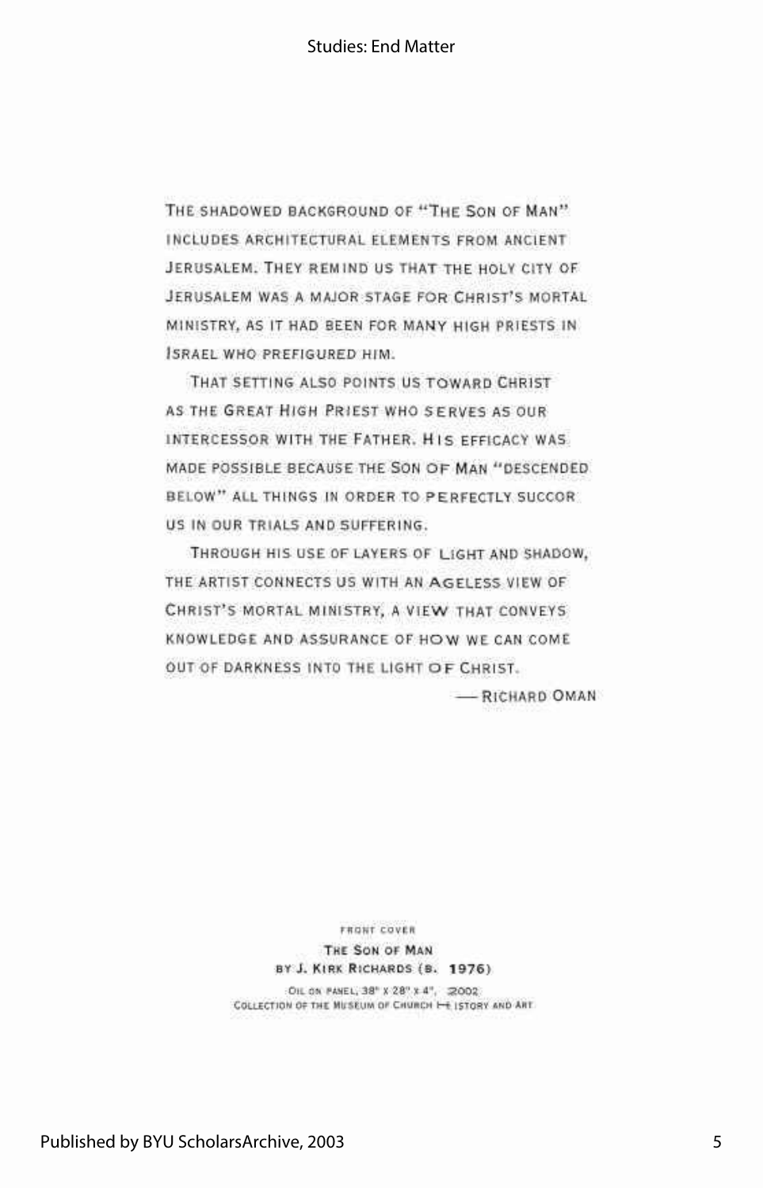THE SHADOWED BACKGROUND OF "THE SON OF MAN" INCLUDES ARCHITECTURAL ELEMENTS FROM ANCIENT JERUSALEM. THEY REMIND US THAT THE HOLY CITY OF JERUSALEM WAS A MAJOR STAGE FOR CHRIST'S MORTAL MINISTRY, AS IT HAD BEEN FOR MANY HIGH PRIESTS IN ISRAEL WHO PREFIGURED HIM.

THAT SETTING ALSO POINTS US TOWARD CHRIST AS THE GREAT HIGH PRIEST WHO SERVES AS OUR INTERCESSOR WITH THE FATHER. HIS EFFICACY WAS MADE POSSIBLE BECAUSE THE SON OF MAN "DESCENDED BELOW" ALL THINGS IN ORDER TO PERFECTLY SUCCOR US IN OUR TRIALS AND SUFFERING.

THROUGH HIS USE OF LAYERS OF LIGHT AND SHADOW, THE ARTIST CONNECTS US WITH AN AGELESS VIEW OF CHRIST'S MORTAL MINISTRY, A VIEW THAT CONVEYS KNOWLEDGE AND ASSURANCE OF HOW WE CAN COME OUT OF DARKNESS INTO THE LIGHT OF CHRIST.

— RICHARD OMAN

FRONT COVER

THE SON OF MAN

BY J. KIRK RICHARDS (B. 1976)

OIL ON PANEL, 38" X 28" X 4", 2002

COLLECTION OF THE MUSEUM OF CHURCH HISTORY AND ART